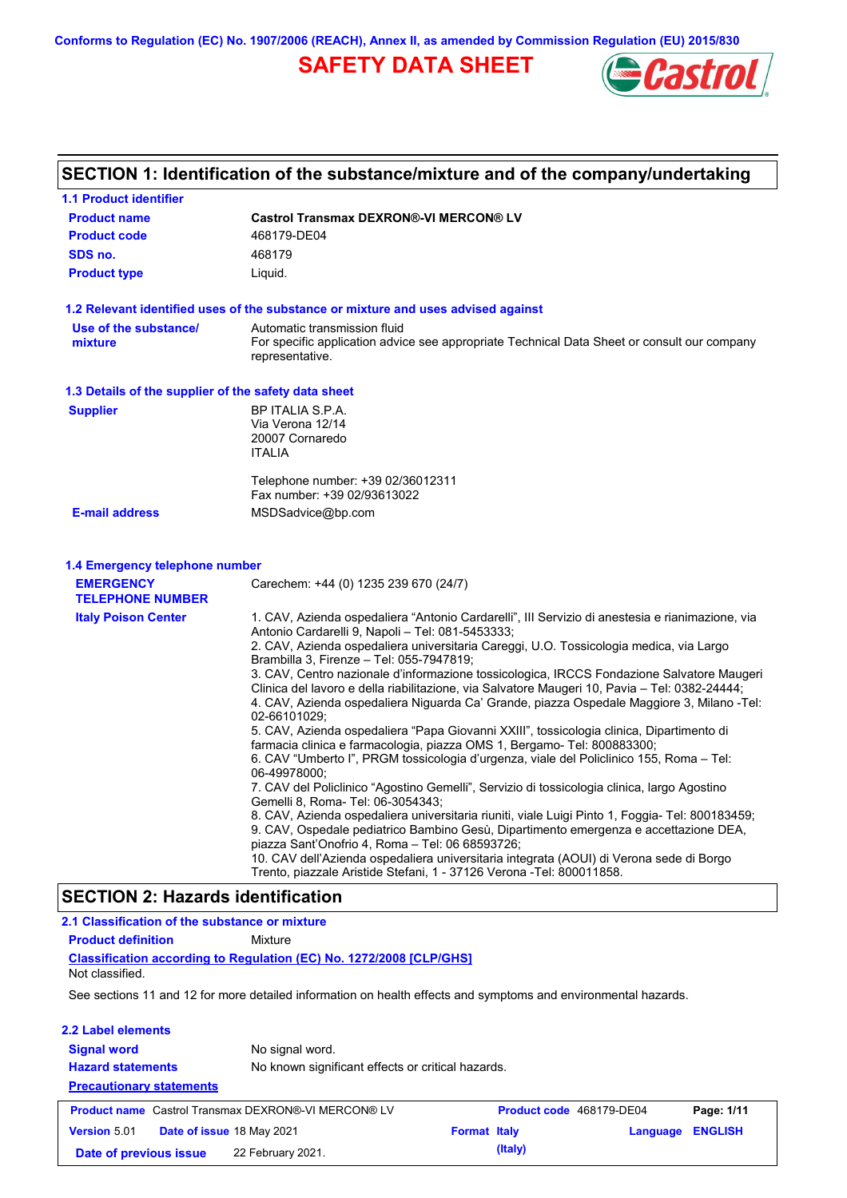Conforms to Regulation (EC) No. 1907/2006 (REACH), Annex II, as amended by Commission Regulation (EU) 2015/830

# SAFETY DATA SHEET

## SECTION 1: Identification of the substance/mixture and of the company/undertaking

### 1.1 Product identifier

| | |
|---|---|
| **Product name** | **Castrol Transmax DEXRON®-VI MERCON® LV** |
| **Product code** | 468179-DE04 |
| **SDS no.** | 468179 |
| **Product type** | Liquid. |

### 1.2 Relevant identified uses of the substance or mixture and uses advised against

| | |
|---|---|
| **Use of the substance/ mixture** | Automatic transmission fluid<br>For specific application advice see appropriate Technical Data Sheet or consult our company representative. |

### 1.3 Details of the supplier of the safety data sheet

| | |
|---|---|
| **Supplier** | BP ITALIA S.P.A.<br>Via Verona 12/14<br>20007 Cornaredo<br>ITALIA<br><br>Telephone number: +39 02/36012311<br>Fax number: +39 02/93613022 |
| **E-mail address** | MSDSadvice@bp.com |

### 1.4 Emergency telephone number

| | |
|---|---|
| **EMERGENCY TELEPHONE NUMBER** | Carechem: +44 (0) 1235 239 670 (24/7) |
| **Italy Poison Center** | 1. CAV, Azienda ospedaliera “Antonio Cardarelli”, III Servizio di anestesia e rianimazione, via Antonio Cardarelli 9, Napoli – Tel: 081-5453333;<br>2. CAV, Azienda ospedaliera universitaria Careggi, U.O. Tossicologia medica, via Largo Brambilla 3, Firenze – Tel: 055-7947819;<br>3. CAV, Centro nazionale d’informazione tossicologica, IRCCS Fondazione Salvatore Maugeri Clinica del lavoro e della riabilitazione, via Salvatore Maugeri 10, Pavia – Tel: 0382-24444;<br>4. CAV, Azienda ospedaliera Niguarda Ca’ Grande, piazza Ospedale Maggiore 3, Milano -Tel: 02-66101029;<br>5. CAV, Azienda ospedaliera “Papa Giovanni XXIII”, tossicologia clinica, Dipartimento di farmacia clinica e farmacologia, piazza OMS 1, Bergamo- Tel: 800883300;<br>6. CAV “Umberto I”, PRGM tossicologia d’urgenza, viale del Policlinico 155, Roma – Tel: 06-49978000;<br>7. CAV del Policlinico “Agostino Gemelli”, Servizio di tossicologia clinica, largo Agostino Gemelli 8, Roma- Tel: 06-3054343;<br>8. CAV, Azienda ospedaliera universitaria riuniti, viale Luigi Pinto 1, Foggia- Tel: 800183459;<br>9. CAV, Ospedale pediatrico Bambino Gesù, Dipartimento emergenza e accettazione DEA, piazza Sant’Onofrio 4, Roma – Tel: 06 68593726;<br>10. CAV dell’Azienda ospedaliera universitaria integrata (AOUI) di Verona sede di Borgo Trento, piazzale Aristide Stefani, 1 - 37126 Verona -Tel: 800011858. |

## SECTION 2: Hazards identification

### 2.1 Classification of the substance or mixture

**Product definition** Mixture

**Classification according to Regulation (EC) No. 1272/2008 [CLP/GHS]**

Not classified.

See sections 11 and 12 for more detailed information on health effects and symptoms and environmental hazards.

### 2.2 Label elements

| | |
|---|---|
| **Signal word** | No signal word. |
| **Hazard statements** | No known significant effects or critical hazards. |

**Precautionary statements**

| | | | |
|---|---|---|---|
| **Product name** Castrol Transmax DEXRON®-VI MERCON® LV | | **Product code** 468179-DE04 | |
| **Version** 5.01 | **Date of issue** 18 May 2021 | **Format** Italy (Italy) | **Language** ENGLISH |
| **Date of previous issue** 22 February 2021. | | | |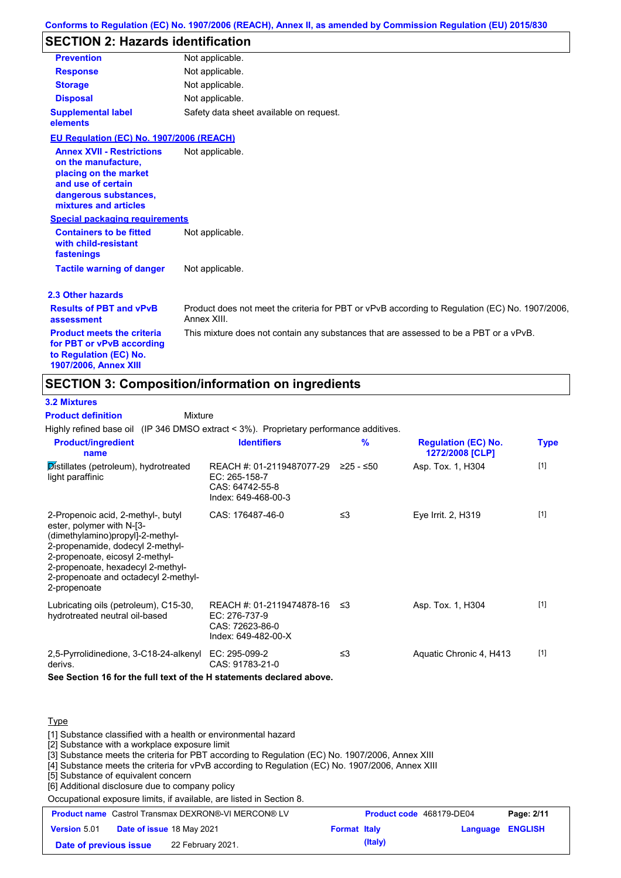Conforms to Regulation (EC) No. 1907/2006 (REACH), Annex II, as amended by Commission Regulation (EU) 2015/830

## SECTION 2: Hazards identification

| | |
|---|---|
| **Prevention** | Not applicable. |
| **Response** | Not applicable. |
| **Storage** | Not applicable. |
| **Disposal** | Not applicable. |
| **Supplemental label elements** | Safety data sheet available on request. |

**EU Regulation (EC) No. 1907/2006 (REACH)**

| | |
|---|---|
| **Annex XVII - Restrictions on the manufacture, placing on the market and use of certain dangerous substances, mixtures and articles** | Not applicable. |

**Special packaging requirements**

| | |
|---|---|
| **Containers to be fitted with child-resistant fastenings** | Not applicable. |
| **Tactile warning of danger** | Not applicable. |

### 2.3 Other hazards

| | |
|---|---|
| **Results of PBT and vPvB assessment** | Product does not meet the criteria for PBT or vPvB according to Regulation (EC) No. 1907/2006, Annex XIII. |
| **Product meets the criteria for PBT or vPvB according to Regulation (EC) No. 1907/2006, Annex XIII** | This mixture does not contain any substances that are assessed to be a PBT or a vPvB. |

## SECTION 3: Composition/information on ingredients

### 3.2 Mixtures

**Product definition** Mixture

Highly refined base oil (IP 346 DMSO extract < 3%). Proprietary performance additives.

| Product/ingredient name | Identifiers | % | Regulation (EC) No. 1272/2008 [CLP] | Type |
|---|---|---|---|---|
| Distillates (petroleum), hydrotreated light paraffinic | REACH #: 01-2119487077-29<br>EC: 265-158-7<br>CAS: 64742-55-8<br>Index: 649-468-00-3 | ≥25 - ≤50 | Asp. Tox. 1, H304 | [1] |
| 2-Propenoic acid, 2-methyl-, butyl ester, polymer with N-[3-(dimethylamino)propyl]-2-methyl-2-propenamide, dodecyl 2-methyl-2-propenoate, eicosyl 2-methyl-2-propenoate, hexadecyl 2-methyl-2-propenoate and octadecyl 2-methyl-2-propenoate | CAS: 176487-46-0 | ≤3 | Eye Irrit. 2, H319 | [1] |
| Lubricating oils (petroleum), C15-30, hydrotreated neutral oil-based | REACH #: 01-2119474878-16<br>EC: 276-737-9<br>CAS: 72623-86-0<br>Index: 649-482-00-X | ≤3 | Asp. Tox. 1, H304 | [1] |
| 2,5-Pyrrolidinedione, 3-C18-24-alkenyl derivs. | EC: 295-099-2<br>CAS: 91783-21-0 | ≤3 | Aquatic Chronic 4, H413 | [1] |

**See Section 16 for the full text of the H statements declared above.**

Type

[1] Substance classified with a health or environmental hazard
[2] Substance with a workplace exposure limit
[3] Substance meets the criteria for PBT according to Regulation (EC) No. 1907/2006, Annex XIII
[4] Substance meets the criteria for vPvB according to Regulation (EC) No. 1907/2006, Annex XIII
[5] Substance of equivalent concern
[6] Additional disclosure due to company policy

Occupational exposure limits, if available, are listed in Section 8.

| | | | |
|---|---|---|---|
| **Product name** Castrol Transmax DEXRON®-VI MERCON® LV | | **Product code** 468179-DE04 | |
| **Version** 5.01 | **Date of issue** 18 May 2021 | **Format** Italy (Italy) | **Language** ENGLISH |
| **Date of previous issue** 22 February 2021. | | | |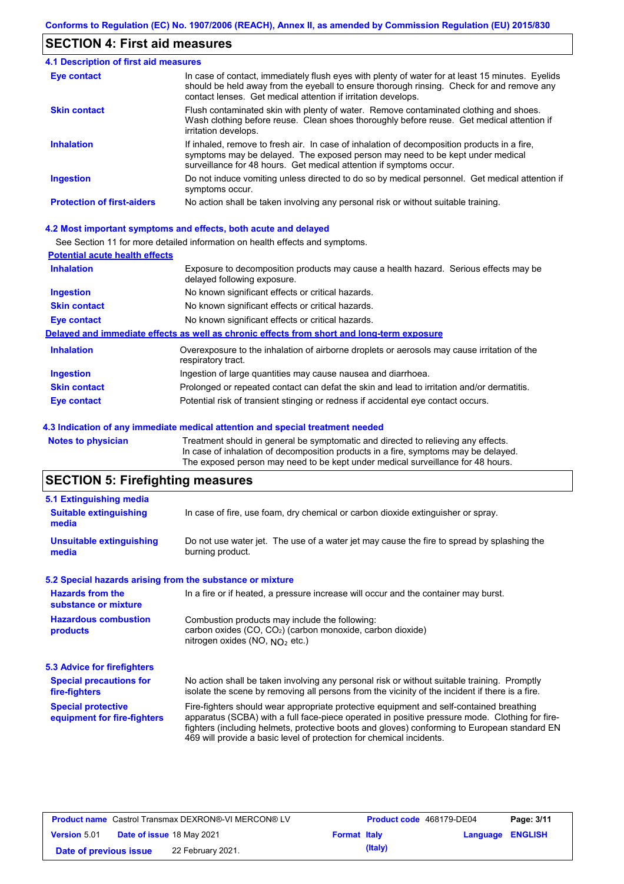## SECTION 4: First aid measures

### 4.1 Description of first aid measures

| | |
|---|---|
| **Eye contact** | In case of contact, immediately flush eyes with plenty of water for at least 15 minutes. Eyelids should be held away from the eyeball to ensure thorough rinsing. Check for and remove any contact lenses. Get medical attention if irritation develops. |
| **Skin contact** | Flush contaminated skin with plenty of water. Remove contaminated clothing and shoes. Wash clothing before reuse. Clean shoes thoroughly before reuse. Get medical attention if irritation develops. |
| **Inhalation** | If inhaled, remove to fresh air. In case of inhalation of decomposition products in a fire, symptoms may be delayed. The exposed person may need to be kept under medical surveillance for 48 hours. Get medical attention if symptoms occur. |
| **Ingestion** | Do not induce vomiting unless directed to do so by medical personnel. Get medical attention if symptoms occur. |
| **Protection of first-aiders** | No action shall be taken involving any personal risk or without suitable training. |

### 4.2 Most important symptoms and effects, both acute and delayed

See Section 11 for more detailed information on health effects and symptoms.

**Potential acute health effects**

| | |
|---|---|
| **Inhalation** | Exposure to decomposition products may cause a health hazard. Serious effects may be delayed following exposure. |
| **Ingestion** | No known significant effects or critical hazards. |
| **Skin contact** | No known significant effects or critical hazards. |
| **Eye contact** | No known significant effects or critical hazards. |

**Delayed and immediate effects as well as chronic effects from short and long-term exposure**

| | |
|---|---|
| **Inhalation** | Overexposure to the inhalation of airborne droplets or aerosols may cause irritation of the respiratory tract. |
| **Ingestion** | Ingestion of large quantities may cause nausea and diarrhoea. |
| **Skin contact** | Prolonged or repeated contact can defat the skin and lead to irritation and/or dermatitis. |
| **Eye contact** | Potential risk of transient stinging or redness if accidental eye contact occurs. |

### 4.3 Indication of any immediate medical attention and special treatment needed

| | |
|---|---|
| **Notes to physician** | Treatment should in general be symptomatic and directed to relieving any effects. In case of inhalation of decomposition products in a fire, symptoms may be delayed. The exposed person may need to be kept under medical surveillance for 48 hours. |

## SECTION 5: Firefighting measures

### 5.1 Extinguishing media

| | |
|---|---|
| **Suitable extinguishing media** | In case of fire, use foam, dry chemical or carbon dioxide extinguisher or spray. |
| **Unsuitable extinguishing media** | Do not use water jet. The use of a water jet may cause the fire to spread by splashing the burning product. |

### 5.2 Special hazards arising from the substance or mixture

| | |
|---|---|
| **Hazards from the substance or mixture** | In a fire or if heated, a pressure increase will occur and the container may burst. |
| **Hazardous combustion products** | Combustion products may include the following: carbon oxides (CO, $CO_2$) (carbon monoxide, carbon dioxide) nitrogen oxides (NO, $NO_2$ etc.) |

### 5.3 Advice for firefighters

| | |
|---|---|
| **Special precautions for fire-fighters** | No action shall be taken involving any personal risk or without suitable training. Promptly isolate the scene by removing all persons from the vicinity of the incident if there is a fire. |
| **Special protective equipment for fire-fighters** | Fire-fighters should wear appropriate protective equipment and self-contained breathing apparatus (SCBA) with a full face-piece operated in positive pressure mode. Clothing for fire-fighters (including helmets, protective boots and gloves) conforming to European standard EN 469 will provide a basic level of protection for chemical incidents. |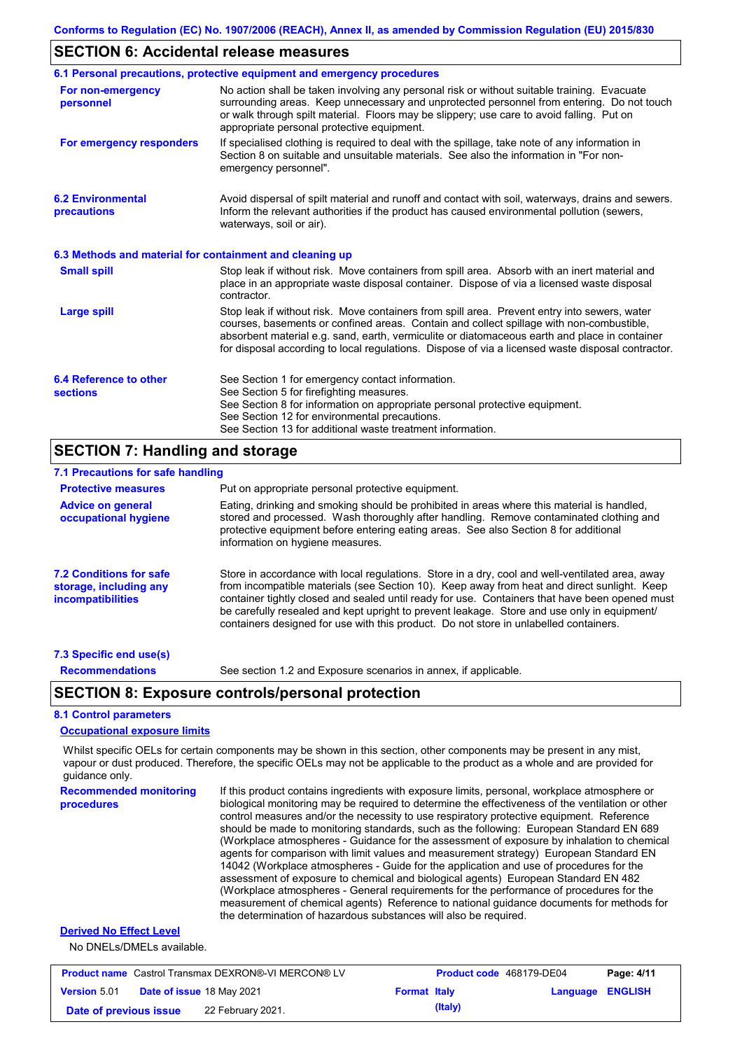## SECTION 6: Accidental release measures

### 6.1 Personal precautions, protective equipment and emergency procedures

**For non-emergency personnel**

No action shall be taken involving any personal risk or without suitable training. Evacuate surrounding areas. Keep unnecessary and unprotected personnel from entering. Do not touch or walk through spilt material. Floors may be slippery; use care to avoid falling. Put on appropriate personal protective equipment.

**For emergency responders**

If specialised clothing is required to deal with the spillage, take note of any information in Section 8 on suitable and unsuitable materials. See also the information in "For non-emergency personnel".

### 6.2 Environmental precautions

Avoid dispersal of spilt material and runoff and contact with soil, waterways, drains and sewers. Inform the relevant authorities if the product has caused environmental pollution (sewers, waterways, soil or air).

### 6.3 Methods and material for containment and cleaning up

**Small spill**

Stop leak if without risk. Move containers from spill area. Absorb with an inert material and place in an appropriate waste disposal container. Dispose of via a licensed waste disposal contractor.

**Large spill**

Stop leak if without risk. Move containers from spill area. Prevent entry into sewers, water courses, basements or confined areas. Contain and collect spillage with non-combustible, absorbent material e.g. sand, earth, vermiculite or diatomaceous earth and place in container for disposal according to local regulations. Dispose of via a licensed waste disposal contractor.

### 6.4 Reference to other sections

See Section 1 for emergency contact information.
See Section 5 for firefighting measures.
See Section 8 for information on appropriate personal protective equipment.
See Section 12 for environmental precautions.
See Section 13 for additional waste treatment information.

## SECTION 7: Handling and storage

### 7.1 Precautions for safe handling

**Protective measures**

Put on appropriate personal protective equipment.

**Advice on general occupational hygiene**

Eating, drinking and smoking should be prohibited in areas where this material is handled, stored and processed. Wash thoroughly after handling. Remove contaminated clothing and protective equipment before entering eating areas. See also Section 8 for additional information on hygiene measures.

### 7.2 Conditions for safe storage, including any incompatibilities

Store in accordance with local regulations. Store in a dry, cool and well-ventilated area, away from incompatible materials (see Section 10). Keep away from heat and direct sunlight. Keep container tightly closed and sealed until ready for use. Containers that have been opened must be carefully resealed and kept upright to prevent leakage. Store and use only in equipment/ containers designed for use with this product. Do not store in unlabelled containers.

### 7.3 Specific end use(s)

**Recommendations**

See section 1.2 and Exposure scenarios in annex, if applicable.

## SECTION 8: Exposure controls/personal protection

### 8.1 Control parameters

**Occupational exposure limits**

Whilst specific OELs for certain components may be shown in this section, other components may be present in any mist, vapour or dust produced. Therefore, the specific OELs may not be applicable to the product as a whole and are provided for guidance only.

**Recommended monitoring procedures**

If this product contains ingredients with exposure limits, personal, workplace atmosphere or biological monitoring may be required to determine the effectiveness of the ventilation or other control measures and/or the necessity to use respiratory protective equipment. Reference should be made to monitoring standards, such as the following: European Standard EN 689 (Workplace atmospheres - Guidance for the assessment of exposure by inhalation to chemical agents for comparison with limit values and measurement strategy) European Standard EN 14042 (Workplace atmospheres - Guide for the application and use of procedures for the assessment of exposure to chemical and biological agents) European Standard EN 482 (Workplace atmospheres - General requirements for the performance of procedures for the measurement of chemical agents) Reference to national guidance documents for methods for the determination of hazardous substances will also be required.

**Derived No Effect Level**

No DNELs/DMELs available.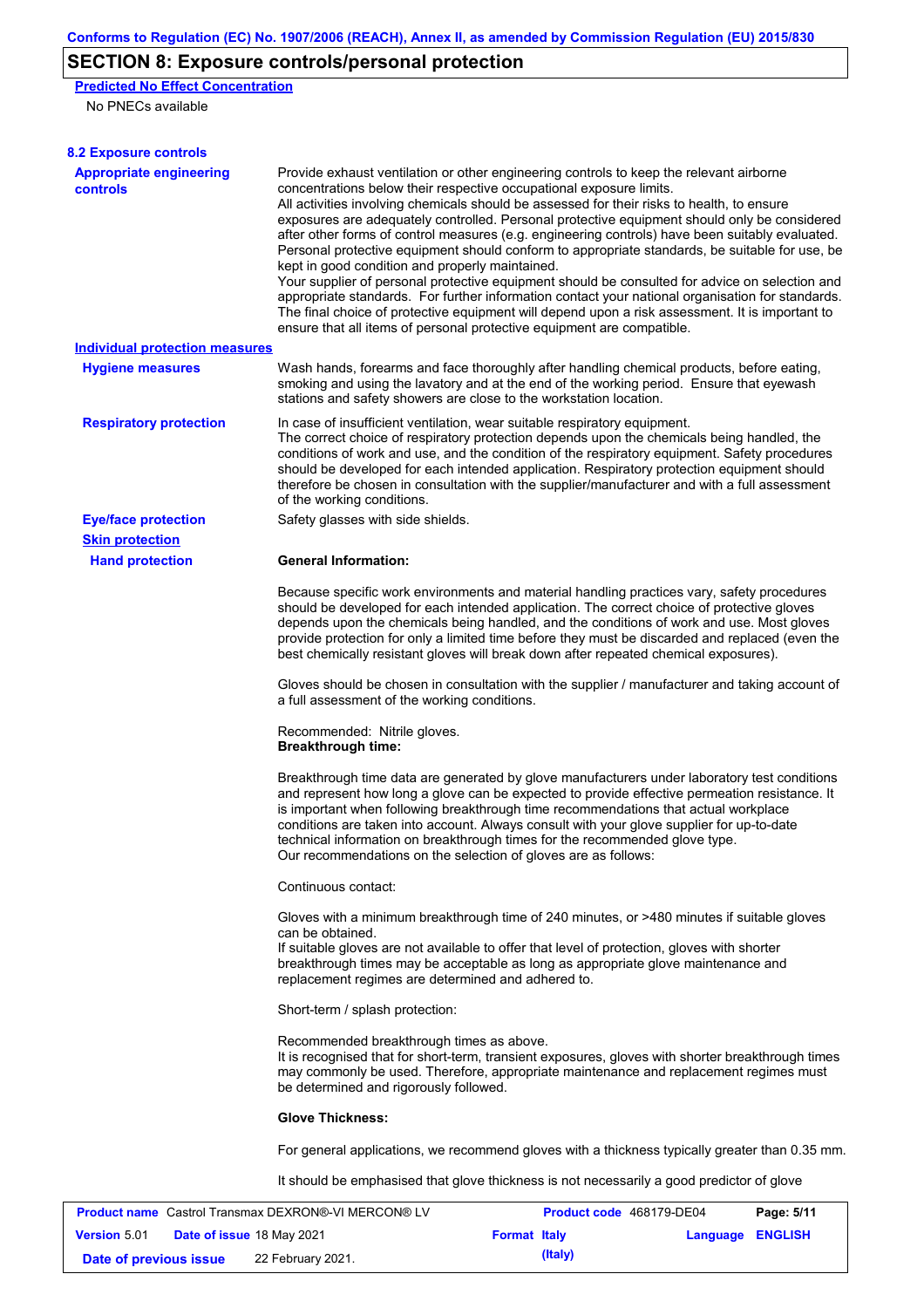## SECTION 8: Exposure controls/personal protection

**Predicted No Effect Concentration**

No PNECs available

### 8.2 Exposure controls

**Appropriate engineering controls**

Provide exhaust ventilation or other engineering controls to keep the relevant airborne concentrations below their respective occupational exposure limits.
All activities involving chemicals should be assessed for their risks to health, to ensure exposures are adequately controlled. Personal protective equipment should only be considered after other forms of control measures (e.g. engineering controls) have been suitably evaluated. Personal protective equipment should conform to appropriate standards, be suitable for use, be kept in good condition and properly maintained.
Your supplier of personal protective equipment should be consulted for advice on selection and appropriate standards. For further information contact your national organisation for standards. The final choice of protective equipment will depend upon a risk assessment. It is important to ensure that all items of personal protective equipment are compatible.

**Individual protection measures**

**Hygiene measures**

Wash hands, forearms and face thoroughly after handling chemical products, before eating, smoking and using the lavatory and at the end of the working period. Ensure that eyewash stations and safety showers are close to the workstation location.

**Respiratory protection**

In case of insufficient ventilation, wear suitable respiratory equipment.
The correct choice of respiratory protection depends upon the chemicals being handled, the conditions of work and use, and the condition of the respiratory equipment. Safety procedures should be developed for each intended application. Respiratory protection equipment should therefore be chosen in consultation with the supplier/manufacturer and with a full assessment of the working conditions.

**Eye/face protection**

Safety glasses with side shields.

**Skin protection**

**Hand protection**

**General Information:**

Because specific work environments and material handling practices vary, safety procedures should be developed for each intended application. The correct choice of protective gloves depends upon the chemicals being handled, and the conditions of work and use. Most gloves provide protection for only a limited time before they must be discarded and replaced (even the best chemically resistant gloves will break down after repeated chemical exposures).

Gloves should be chosen in consultation with the supplier / manufacturer and taking account of a full assessment of the working conditions.

Recommended: Nitrile gloves.
**Breakthrough time:**

Breakthrough time data are generated by glove manufacturers under laboratory test conditions and represent how long a glove can be expected to provide effective permeation resistance. It is important when following breakthrough time recommendations that actual workplace conditions are taken into account. Always consult with your glove supplier for up-to-date technical information on breakthrough times for the recommended glove type.
Our recommendations on the selection of gloves are as follows:

Continuous contact:

Gloves with a minimum breakthrough time of 240 minutes, or >480 minutes if suitable gloves can be obtained.
If suitable gloves are not available to offer that level of protection, gloves with shorter breakthrough times may be acceptable as long as appropriate glove maintenance and replacement regimes are determined and adhered to.

Short-term / splash protection:

Recommended breakthrough times as above.
It is recognised that for short-term, transient exposures, gloves with shorter breakthrough times may commonly be used. Therefore, appropriate maintenance and replacement regimes must be determined and rigorously followed.

**Glove Thickness:**

For general applications, we recommend gloves with a thickness typically greater than 0.35 mm.

It should be emphasised that glove thickness is not necessarily a good predictor of glove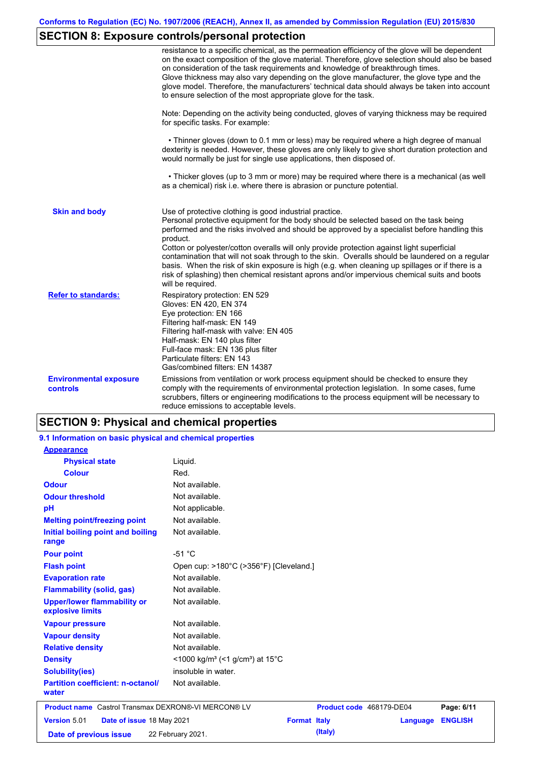## SECTION 8: Exposure controls/personal protection

resistance to a specific chemical, as the permeation efficiency of the glove will be dependent on the exact composition of the glove material. Therefore, glove selection should also be based on consideration of the task requirements and knowledge of breakthrough times. Glove thickness may also vary depending on the glove manufacturer, the glove type and the glove model. Therefore, the manufacturers' technical data should always be taken into account to ensure selection of the most appropriate glove for the task.

Note: Depending on the activity being conducted, gloves of varying thickness may be required for specific tasks. For example:

- Thinner gloves (down to 0.1 mm or less) may be required where a high degree of manual dexterity is needed. However, these gloves are only likely to give short duration protection and would normally be just for single use applications, then disposed of.

- Thicker gloves (up to 3 mm or more) may be required where there is a mechanical (as well as a chemical) risk i.e. where there is abrasion or puncture potential.

**Skin and body**

Use of protective clothing is good industrial practice.
Personal protective equipment for the body should be selected based on the task being performed and the risks involved and should be approved by a specialist before handling this product.
Cotton or polyester/cotton overalls will only provide protection against light superficial contamination that will not soak through to the skin. Overalls should be laundered on a regular basis. When the risk of skin exposure is high (e.g. when cleaning up spillages or if there is a risk of splashing) then chemical resistant aprons and/or impervious chemical suits and boots will be required.

**Refer to standards:**

Respiratory protection: EN 529
Gloves: EN 420, EN 374
Eye protection: EN 166
Filtering half-mask: EN 149
Filtering half-mask with valve: EN 405
Half-mask: EN 140 plus filter
Full-face mask: EN 136 plus filter
Particulate filters: EN 143
Gas/combined filters: EN 14387

**Environmental exposure controls**

Emissions from ventilation or work process equipment should be checked to ensure they comply with the requirements of environmental protection legislation. In some cases, fume scrubbers, filters or engineering modifications to the process equipment will be necessary to reduce emissions to acceptable levels.

## SECTION 9: Physical and chemical properties

### 9.1 Information on basic physical and chemical properties

| Property | Value |
|---|---|
| **Appearance** | |
| Physical state | Liquid. |
| Colour | Red. |
| Odour | Not available. |
| Odour threshold | Not available. |
| pH | Not applicable. |
| Melting point/freezing point | Not available. |
| Initial boiling point and boiling range | Not available. |
| Pour point | -51 °C |
| Flash point | Open cup: >180°C (>356°F) [Cleveland.] |
| Evaporation rate | Not available. |
| Flammability (solid, gas) | Not available. |
| Upper/lower flammability or explosive limits | Not available. |
| Vapour pressure | Not available. |
| Vapour density | Not available. |
| Relative density | Not available. |
| Density | <1000 kg/m³ (<1 g/cm³) at 15°C |
| Solubility(ies) | insoluble in water. |
| Partition coefficient: n-octanol/water | Not available. |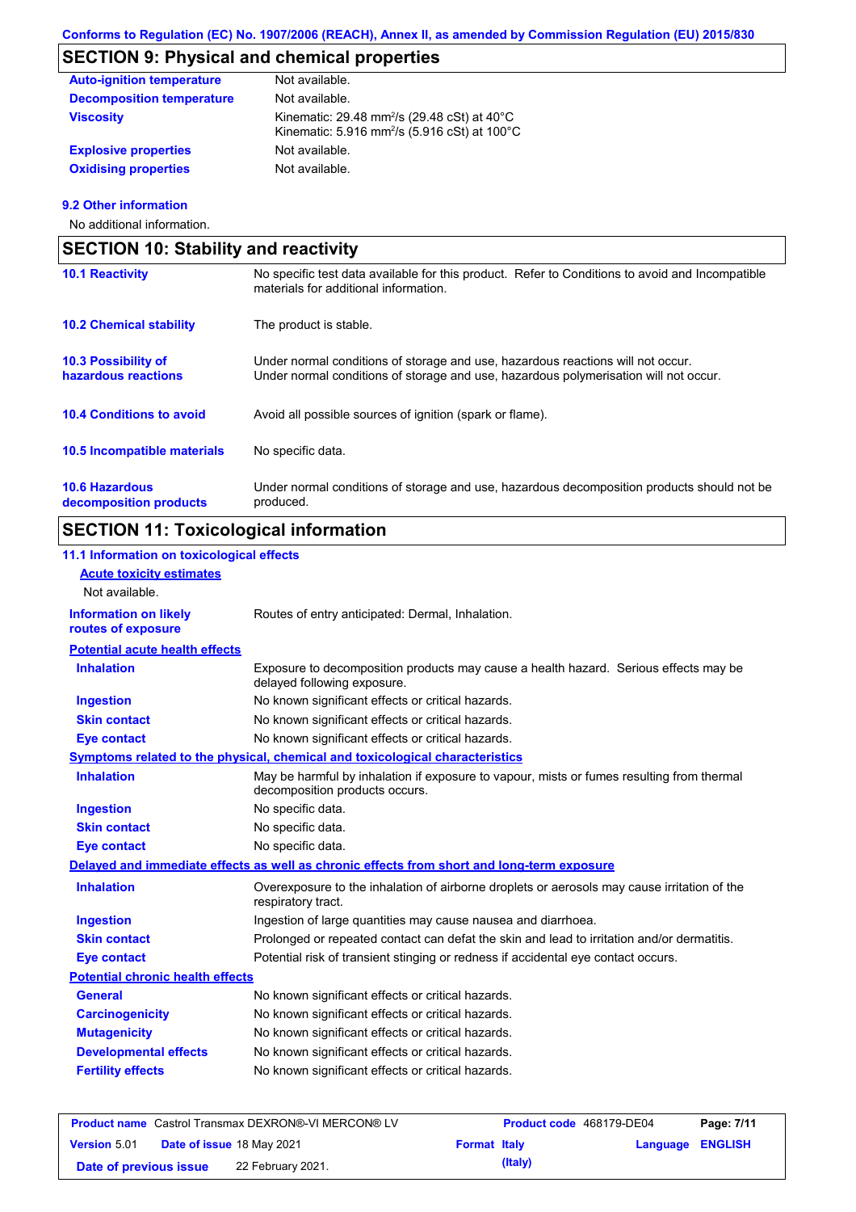## SECTION 9: Physical and chemical properties

| | |
|---|---|
| **Auto-ignition temperature** | Not available. |
| **Decomposition temperature** | Not available. |
| **Viscosity** | Kinematic: 29.48 $mm^2/s$ (29.48 cSt) at 40°C<br>Kinematic: 5.916 $mm^2/s$ (5.916 cSt) at 100°C |
| **Explosive properties** | Not available. |
| **Oxidising properties** | Not available. |

**9.2 Other information**

No additional information.

## SECTION 10: Stability and reactivity

| | |
|---|---|
| **10.1 Reactivity** | No specific test data available for this product. Refer to Conditions to avoid and Incompatible materials for additional information. |
| **10.2 Chemical stability** | The product is stable. |
| **10.3 Possibility of hazardous reactions** | Under normal conditions of storage and use, hazardous reactions will not occur.<br>Under normal conditions of storage and use, hazardous polymerisation will not occur. |
| **10.4 Conditions to avoid** | Avoid all possible sources of ignition (spark or flame). |
| **10.5 Incompatible materials** | No specific data. |
| **10.6 Hazardous decomposition products** | Under normal conditions of storage and use, hazardous decomposition products should not be produced. |

## SECTION 11: Toxicological information

**11.1 Information on toxicological effects**

**Acute toxicity estimates**

Not available.

| | |
|---|---|
| **Information on likely routes of exposure** | Routes of entry anticipated: Dermal, Inhalation. |

**Potential acute health effects**

| | |
|---|---|
| **Inhalation** | Exposure to decomposition products may cause a health hazard. Serious effects may be delayed following exposure. |
| **Ingestion** | No known significant effects or critical hazards. |
| **Skin contact** | No known significant effects or critical hazards. |
| **Eye contact** | No known significant effects or critical hazards. |

**Symptoms related to the physical, chemical and toxicological characteristics**

| | |
|---|---|
| **Inhalation** | May be harmful by inhalation if exposure to vapour, mists or fumes resulting from thermal decomposition products occurs. |
| **Ingestion** | No specific data. |
| **Skin contact** | No specific data. |
| **Eye contact** | No specific data. |

**Delayed and immediate effects as well as chronic effects from short and long-term exposure**

| | |
|---|---|
| **Inhalation** | Overexposure to the inhalation of airborne droplets or aerosols may cause irritation of the respiratory tract. |
| **Ingestion** | Ingestion of large quantities may cause nausea and diarrhoea. |
| **Skin contact** | Prolonged or repeated contact can defat the skin and lead to irritation and/or dermatitis. |
| **Eye contact** | Potential risk of transient stinging or redness if accidental eye contact occurs. |

**Potential chronic health effects**

| | |
|---|---|
| **General** | No known significant effects or critical hazards. |
| **Carcinogenicity** | No known significant effects or critical hazards. |
| **Mutagenicity** | No known significant effects or critical hazards. |
| **Developmental effects** | No known significant effects or critical hazards. |
| **Fertility effects** | No known significant effects or critical hazards. |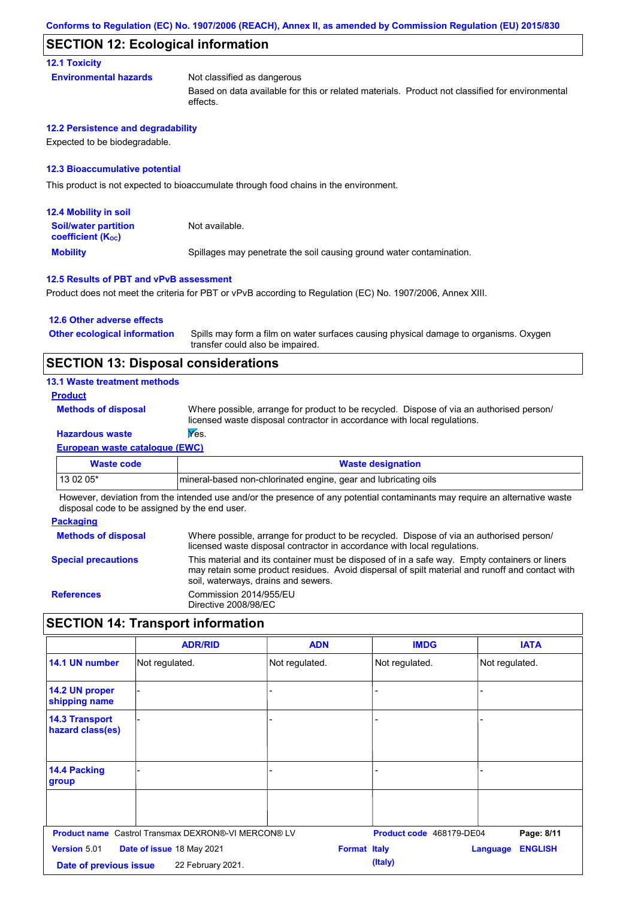## SECTION 12: Ecological information

### 12.1 Toxicity

**Environmental hazards**

Not classified as dangerous

Based on data available for this or related materials. Product not classified for environmental effects.

### 12.2 Persistence and degradability

Expected to be biodegradable.

### 12.3 Bioaccumulative potential

This product is not expected to bioaccumulate through food chains in the environment.

### 12.4 Mobility in soil

**Soil/water partition coefficient ($K_{OC}$)**: Not available.

**Mobility**: Spillages may penetrate the soil causing ground water contamination.

### 12.5 Results of PBT and vPvB assessment

Product does not meet the criteria for PBT or vPvB according to Regulation (EC) No. 1907/2006, Annex XIII.

### 12.6 Other adverse effects

**Other ecological information**: Spills may form a film on water surfaces causing physical damage to organisms. Oxygen transfer could also be impaired.

## SECTION 13: Disposal considerations

### 13.1 Waste treatment methods

**Product**

**Methods of disposal**: Where possible, arrange for product to be recycled. Dispose of via an authorised person/ licensed waste disposal contractor in accordance with local regulations.

**Hazardous waste**: Yes.

**European waste catalogue (EWC)**

| Waste code | Waste designation |
|---|---|
| 13 02 05* | mineral-based non-chlorinated engine, gear and lubricating oils |

However, deviation from the intended use and/or the presence of any potential contaminants may require an alternative waste disposal code to be assigned by the end user.

**Packaging**

**Methods of disposal**: Where possible, arrange for product to be recycled. Dispose of via an authorised person/ licensed waste disposal contractor in accordance with local regulations.

**Special precautions**: This material and its container must be disposed of in a safe way. Empty containers or liners may retain some product residues. Avoid dispersal of spilt material and runoff and contact with soil, waterways, drains and sewers.

**References**: Commission 2014/955/EU
Directive 2008/98/EC

## SECTION 14: Transport information

| | ADR/RID | ADN | IMDG | IATA |
|---|---|---|---|---|
| **14.1 UN number** | Not regulated. | Not regulated. | Not regulated. | Not regulated. |
| **14.2 UN proper shipping name** | - | - | - | - |
| **14.3 Transport hazard class(es)** | - | - | - | - |
| **14.4 Packing group** | - | - | - | - |
| | | | | |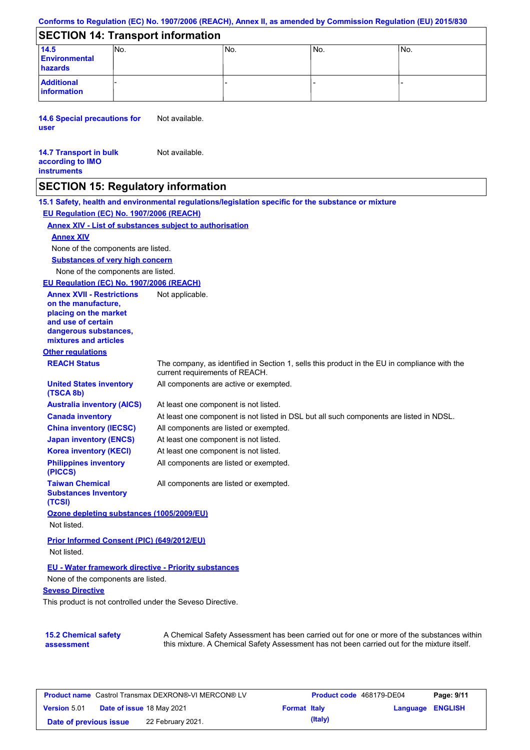## SECTION 14: Transport information

| | | | | |
|---|---|---|---|---|
| **14.5 Environmental hazards** | No. | No. | No. | No. |
| **Additional information** | - | - | - | - |

**14.6 Special precautions for user**: Not available.

**14.7 Transport in bulk according to IMO instruments**: Not available.

## SECTION 15: Regulatory information

**15.1 Safety, health and environmental regulations/legislation specific for the substance or mixture**

**EU Regulation (EC) No. 1907/2006 (REACH)**

**Annex XIV - List of substances subject to authorisation**

**Annex XIV**

None of the components are listed.

**Substances of very high concern**

None of the components are listed.

**EU Regulation (EC) No. 1907/2006 (REACH)**

**Annex XVII - Restrictions on the manufacture, placing on the market and use of certain dangerous substances, mixtures and articles**: Not applicable.

**Other regulations**

| | |
|---|---|
| **REACH Status** | The company, as identified in Section 1, sells this product in the EU in compliance with the current requirements of REACH. |
| **United States inventory (TSCA 8b)** | All components are active or exempted. |
| **Australia inventory (AICS)** | At least one component is not listed. |
| **Canada inventory** | At least one component is not listed in DSL but all such components are listed in NDSL. |
| **China inventory (IECSC)** | All components are listed or exempted. |
| **Japan inventory (ENCS)** | At least one component is not listed. |
| **Korea inventory (KECI)** | At least one component is not listed. |
| **Philippines inventory (PICCS)** | All components are listed or exempted. |
| **Taiwan Chemical Substances Inventory (TCSI)** | All components are listed or exempted. |

**Ozone depleting substances (1005/2009/EU)**

Not listed.

**Prior Informed Consent (PIC) (649/2012/EU)**

Not listed.

**EU - Water framework directive - Priority substances**

None of the components are listed.

**Seveso Directive**

This product is not controlled under the Seveso Directive.

**15.2 Chemical safety assessment**: A Chemical Safety Assessment has been carried out for one or more of the substances within this mixture. A Chemical Safety Assessment has not been carried out for the mixture itself.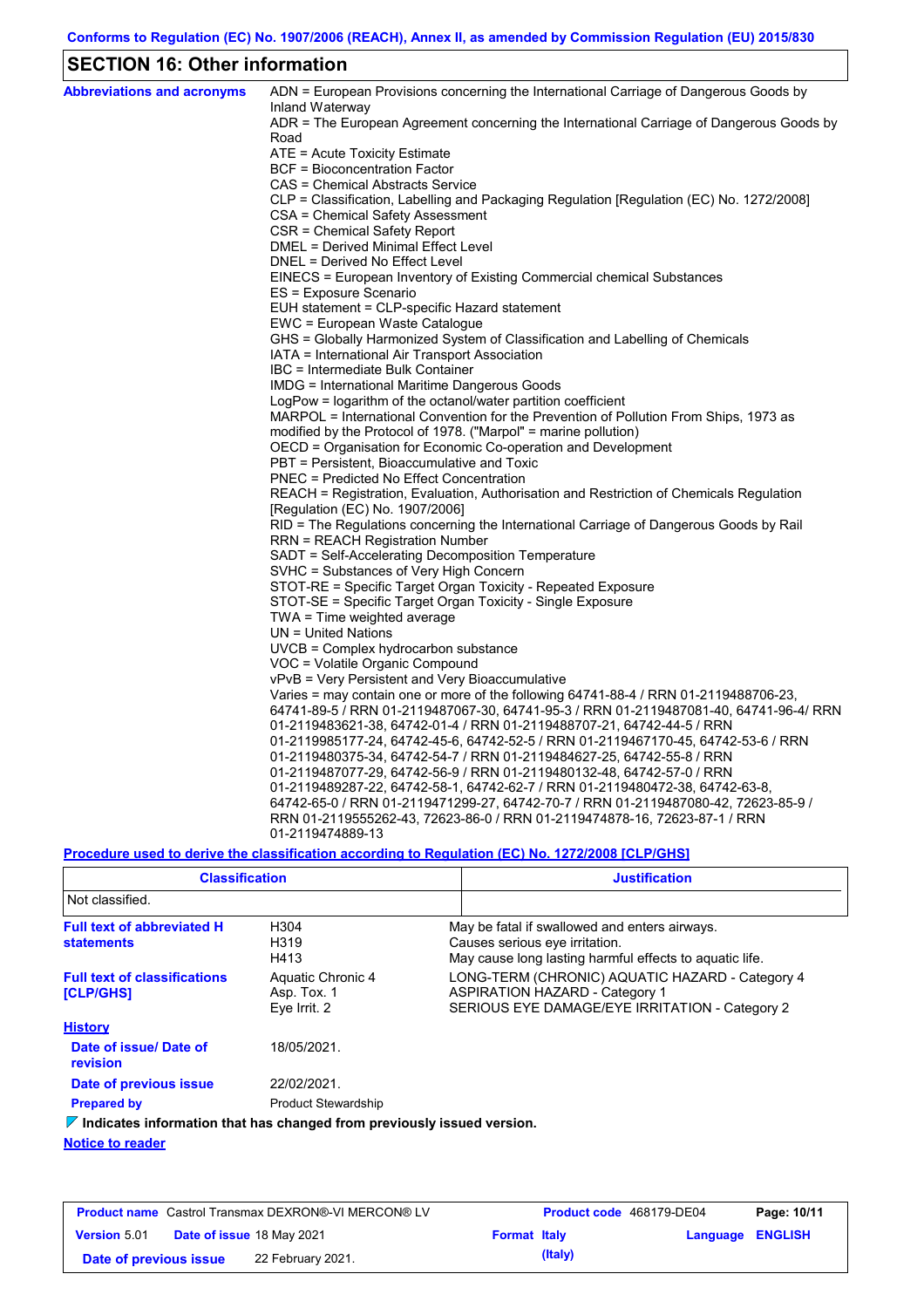## SECTION 16: Other information

**Abbreviations and acronyms**

ADN = European Provisions concerning the International Carriage of Dangerous Goods by Inland Waterway
ADR = The European Agreement concerning the International Carriage of Dangerous Goods by Road
ATE = Acute Toxicity Estimate
BCF = Bioconcentration Factor
CAS = Chemical Abstracts Service
CLP = Classification, Labelling and Packaging Regulation [Regulation (EC) No. 1272/2008]
CSA = Chemical Safety Assessment
CSR = Chemical Safety Report
DMEL = Derived Minimal Effect Level
DNEL = Derived No Effect Level
EINECS = European Inventory of Existing Commercial chemical Substances
ES = Exposure Scenario
EUH statement = CLP-specific Hazard statement
EWC = European Waste Catalogue
GHS = Globally Harmonized System of Classification and Labelling of Chemicals
IATA = International Air Transport Association
IBC = Intermediate Bulk Container
IMDG = International Maritime Dangerous Goods
LogPow = logarithm of the octanol/water partition coefficient
MARPOL = International Convention for the Prevention of Pollution From Ships, 1973 as modified by the Protocol of 1978. ("Marpol" = marine pollution)
OECD = Organisation for Economic Co-operation and Development
PBT = Persistent, Bioaccumulative and Toxic
PNEC = Predicted No Effect Concentration
REACH = Registration, Evaluation, Authorisation and Restriction of Chemicals Regulation [Regulation (EC) No. 1907/2006]
RID = The Regulations concerning the International Carriage of Dangerous Goods by Rail
RRN = REACH Registration Number
SADT = Self-Accelerating Decomposition Temperature
SVHC = Substances of Very High Concern
STOT-RE = Specific Target Organ Toxicity - Repeated Exposure
STOT-SE = Specific Target Organ Toxicity - Single Exposure
TWA = Time weighted average
UN = United Nations
UVCB = Complex hydrocarbon substance
VOC = Volatile Organic Compound
vPvB = Very Persistent and Very Bioaccumulative
Varies = may contain one or more of the following 64741-88-4 / RRN 01-2119488706-23, 64741-89-5 / RRN 01-2119487067-30, 64741-95-3 / RRN 01-2119487081-40, 64741-96-4/ RRN 01-2119483621-38, 64742-01-4 / RRN 01-2119488707-21, 64742-44-5 / RRN 01-2119985177-24, 64742-45-6, 64742-52-5 / RRN 01-2119467170-45, 64742-53-6 / RRN 01-2119480375-34, 64742-54-7 / RRN 01-2119484627-25, 64742-55-8 / RRN 01-2119487077-29, 64742-56-9 / RRN 01-2119480132-48, 64742-57-0 / RRN 01-2119489287-22, 64742-58-1, 64742-62-7 / RRN 01-2119480472-38, 64742-63-8, 64742-65-0 / RRN 01-2119471299-27, 64742-70-7 / RRN 01-2119487080-42, 72623-85-9 / RRN 01-2119555262-43, 72623-86-0 / RRN 01-2119474878-16, 72623-87-1 / RRN 01-2119474889-13

**Procedure used to derive the classification according to Regulation (EC) No. 1272/2008 [CLP/GHS]**

| Classification | Justification |
|---|---|
| Not classified. | |

**Full text of abbreviated H statements**

| | |
|---|---|
| H304 | May be fatal if swallowed and enters airways. |
| H319 | Causes serious eye irritation. |
| H413 | May cause long lasting harmful effects to aquatic life. |

**Full text of classifications [CLP/GHS]**

| | |
|---|---|
| Aquatic Chronic 4 | LONG-TERM (CHRONIC) AQUATIC HAZARD - Category 4 |
| Asp. Tox. 1 | ASPIRATION HAZARD - Category 1 |
| Eye Irrit. 2 | SERIOUS EYE DAMAGE/EYE IRRITATION - Category 2 |

**History**

**Date of issue/ Date of revision:** 18/05/2021.

**Date of previous issue:** 22/02/2021.

**Prepared by:** Product Stewardship

▼ **Indicates information that has changed from previously issued version.**

**Notice to reader**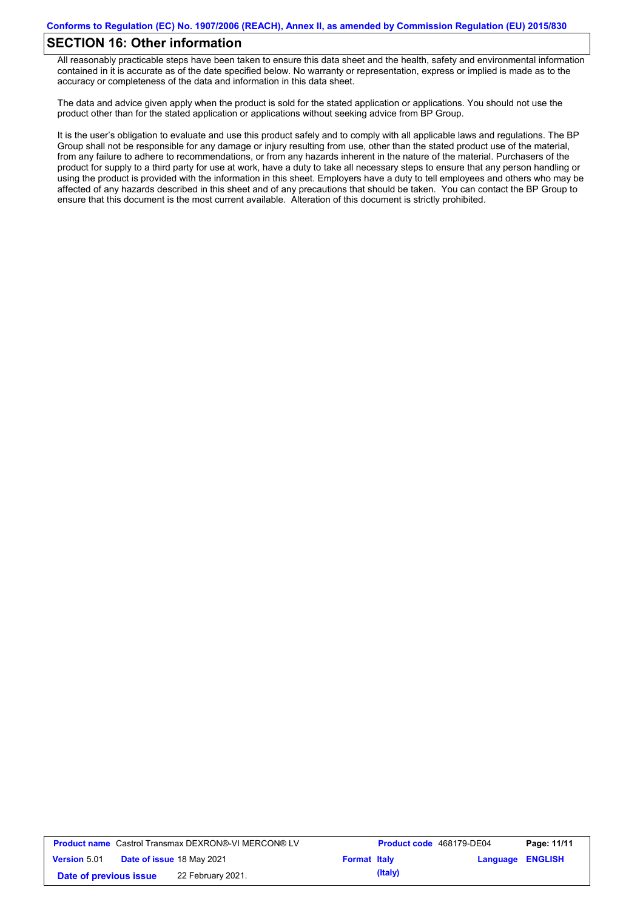## SECTION 16: Other information

All reasonably practicable steps have been taken to ensure this data sheet and the health, safety and environmental information contained in it is accurate as of the date specified below. No warranty or representation, express or implied is made as to the accuracy or completeness of the data and information in this data sheet.

The data and advice given apply when the product is sold for the stated application or applications. You should not use the product other than for the stated application or applications without seeking advice from BP Group.

It is the user's obligation to evaluate and use this product safely and to comply with all applicable laws and regulations. The BP Group shall not be responsible for any damage or injury resulting from use, other than the stated product use of the material, from any failure to adhere to recommendations, or from any hazards inherent in the nature of the material. Purchasers of the product for supply to a third party for use at work, have a duty to take all necessary steps to ensure that any person handling or using the product is provided with the information in this sheet. Employers have a duty to tell employees and others who may be affected of any hazards described in this sheet and of any precautions that should be taken. You can contact the BP Group to ensure that this document is the most current available. Alteration of this document is strictly prohibited.